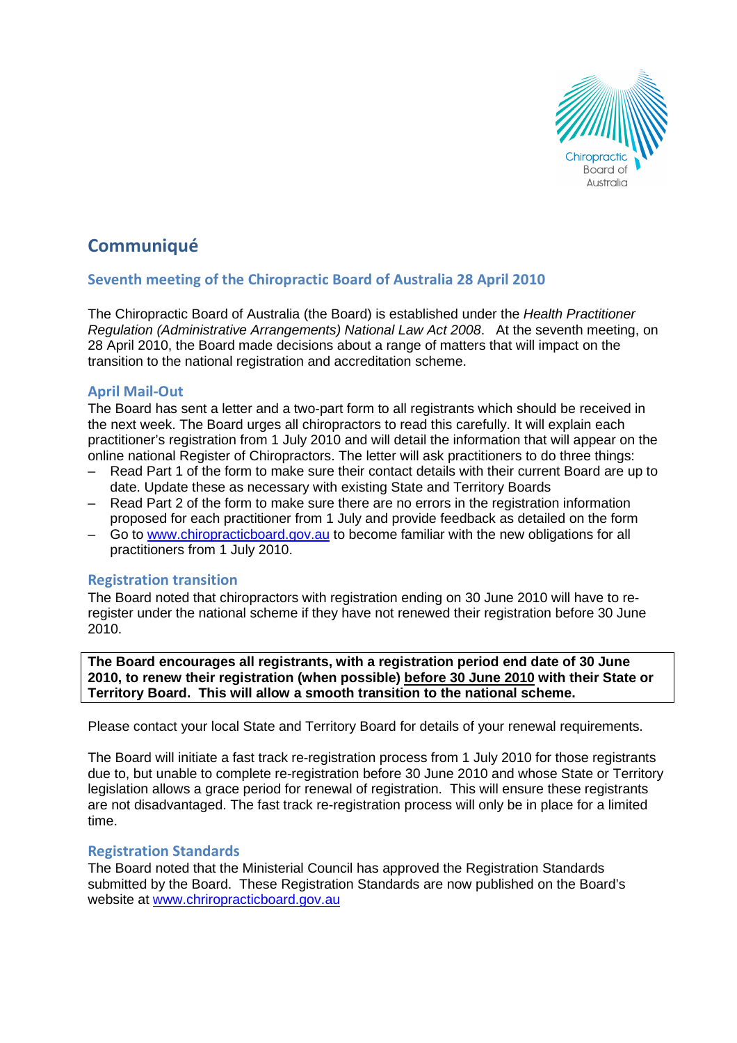Chiropractic Board of Australia

# Communiqué

## Seventh meeting of the Chiropractic Board of Australia 28 April 2010

The Chiropractic Board of Australia (the Board) is established under the *Health Practitioner Regulation (Administrative Arrangements) National Law Act 2008*. At the seventh meeting, on 28 April 2010, the Board made decisions about a range of matters that will impact on the transition to the national registration and accreditation scheme.

### April Mail-Out

The Board has sent a letter and a two-part form to all registrants which should be received in the next week. The Board urges all chiropractors to read this carefully. It will explain each practitioner's registration from 1 July 2010 and will detail the information that will appear on the online national Register of Chiropractors. The letter will ask practitioners to do three things:

- Read Part 1 of the form to make sure their contact details with their current Board are up to date. Update these as necessary with existing State and Territory Boards
- Read Part 2 of the form to make sure there are no errors in the registration information proposed for each practitioner from 1 July and provide feedback as detailed on the form
- Go to www.chiropracticboard.gov.au to become familiar with the new obligations for all practitioners from 1 July 2010.

### Registration transition

The Board noted that chiropractors with registration ending on 30 June 2010 will have to re-register under the national scheme if they have not renewed their registration before 30 June 2010.

**The Board encourages all registrants, with a registration period end date of 30 June 2010, to renew their registration (when possible) before 30 June 2010 with their State or Territory Board. This will allow a smooth transition to the national scheme.**

Please contact your local State and Territory Board for details of your renewal requirements.

The Board will initiate a fast track re-registration process from 1 July 2010 for those registrants due to, but unable to complete re-registration before 30 June 2010 and whose State or Territory legislation allows a grace period for renewal of registration. This will ensure these registrants are not disadvantaged. The fast track re-registration process will only be in place for a limited time.

### Registration Standards

The Board noted that the Ministerial Council has approved the Registration Standards submitted by the Board. These Registration Standards are now published on the Board's website at www.chriropracticboard.gov.au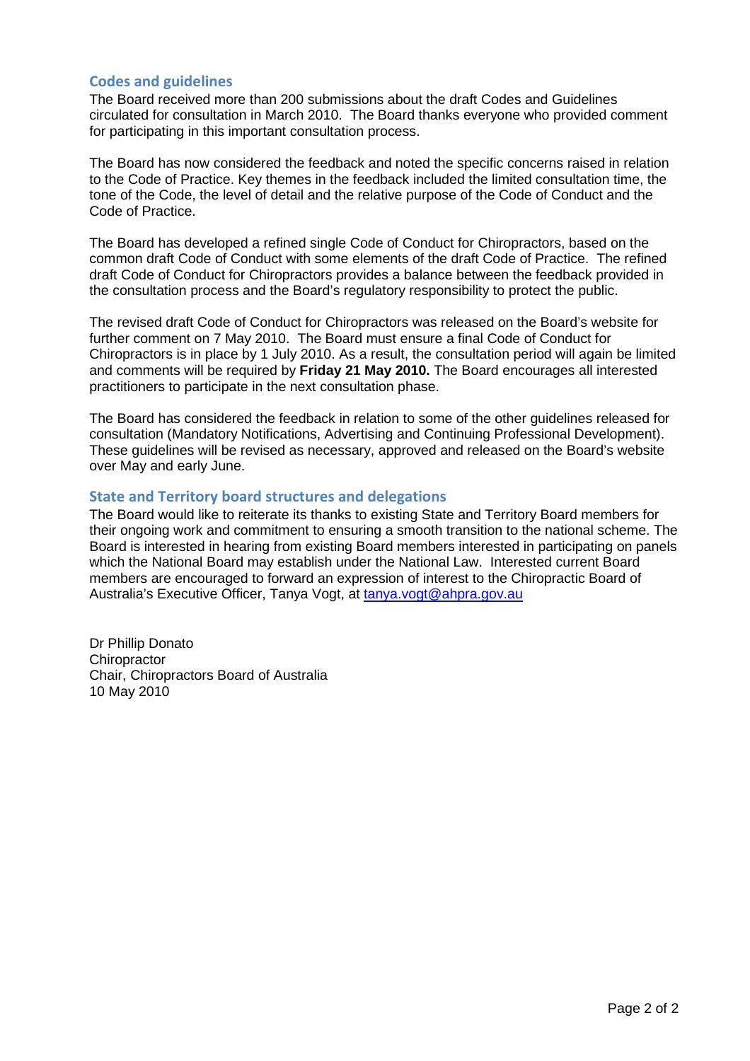## Codes and guidelines

The Board received more than 200 submissions about the draft Codes and Guidelines circulated for consultation in March 2010. The Board thanks everyone who provided comment for participating in this important consultation process.

The Board has now considered the feedback and noted the specific concerns raised in relation to the Code of Practice. Key themes in the feedback included the limited consultation time, the tone of the Code, the level of detail and the relative purpose of the Code of Conduct and the Code of Practice.

The Board has developed a refined single Code of Conduct for Chiropractors, based on the common draft Code of Conduct with some elements of the draft Code of Practice. The refined draft Code of Conduct for Chiropractors provides a balance between the feedback provided in the consultation process and the Board's regulatory responsibility to protect the public.

The revised draft Code of Conduct for Chiropractors was released on the Board's website for further comment on 7 May 2010. The Board must ensure a final Code of Conduct for Chiropractors is in place by 1 July 2010. As a result, the consultation period will again be limited and comments will be required by **Friday 21 May 2010.** The Board encourages all interested practitioners to participate in the next consultation phase.

The Board has considered the feedback in relation to some of the other guidelines released for consultation (Mandatory Notifications, Advertising and Continuing Professional Development). These guidelines will be revised as necessary, approved and released on the Board's website over May and early June.

## State and Territory board structures and delegations

The Board would like to reiterate its thanks to existing State and Territory Board members for their ongoing work and commitment to ensuring a smooth transition to the national scheme. The Board is interested in hearing from existing Board members interested in participating on panels which the National Board may establish under the National Law. Interested current Board members are encouraged to forward an expression of interest to the Chiropractic Board of Australia's Executive Officer, Tanya Vogt, at tanya.vogt@ahpra.gov.au

Dr Phillip Donato
Chiropractor
Chair, Chiropractors Board of Australia
10 May 2010